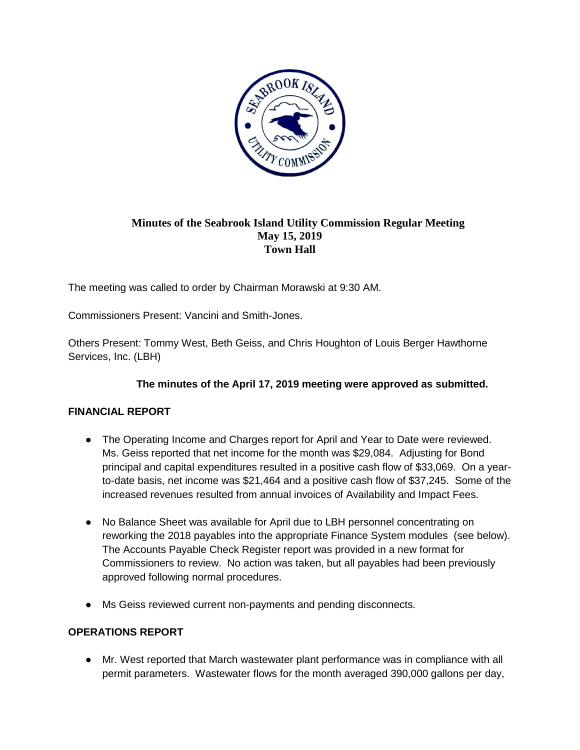**Minutes of the Seabrook Island Utility Commission Regular Meeting**
**May 15, 2019**
**Town Hall**

The meeting was called to order by Chairman Morawski at 9:30 AM.

Commissioners Present: Vancini and Smith-Jones.

Others Present: Tommy West, Beth Geiss, and Chris Houghton of Louis Berger Hawthorne Services, Inc. (LBH)

**The minutes of the April 17, 2019 meeting were approved as submitted.**

## FINANCIAL REPORT

- The Operating Income and Charges report for April and Year to Date were reviewed. Ms. Geiss reported that net income for the month was $29,084. Adjusting for Bond principal and capital expenditures resulted in a positive cash flow of $33,069. On a year-to-date basis, net income was $21,464 and a positive cash flow of $37,245. Some of the increased revenues resulted from annual invoices of Availability and Impact Fees.
- No Balance Sheet was available for April due to LBH personnel concentrating on reworking the 2018 payables into the appropriate Finance System modules (see below). The Accounts Payable Check Register report was provided in a new format for Commissioners to review. No action was taken, but all payables had been previously approved following normal procedures.
- Ms Geiss reviewed current non-payments and pending disconnects.

## OPERATIONS REPORT

- Mr. West reported that March wastewater plant performance was in compliance with all permit parameters. Wastewater flows for the month averaged 390,000 gallons per day,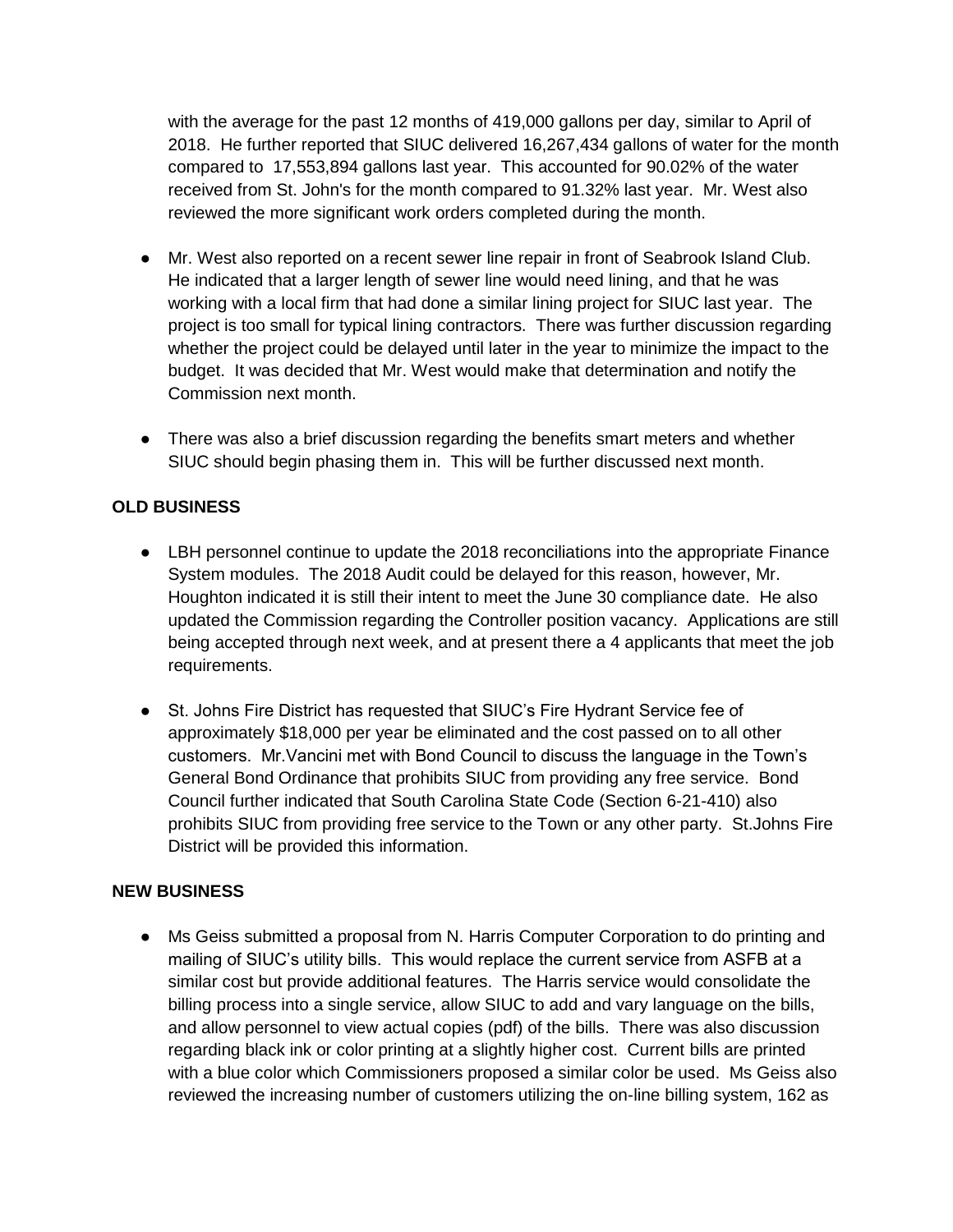with the average for the past 12 months of 419,000 gallons per day, similar to April of 2018. He further reported that SIUC delivered 16,267,434 gallons of water for the month compared to 17,553,894 gallons last year. This accounted for 90.02% of the water received from St. John's for the month compared to 91.32% last year. Mr. West also reviewed the more significant work orders completed during the month.

- Mr. West also reported on a recent sewer line repair in front of Seabrook Island Club. He indicated that a larger length of sewer line would need lining, and that he was working with a local firm that had done a similar lining project for SIUC last year. The project is too small for typical lining contractors. There was further discussion regarding whether the project could be delayed until later in the year to minimize the impact to the budget. It was decided that Mr. West would make that determination and notify the Commission next month.

- There was also a brief discussion regarding the benefits smart meters and whether SIUC should begin phasing them in. This will be further discussed next month.

**OLD BUSINESS**

- LBH personnel continue to update the 2018 reconciliations into the appropriate Finance System modules. The 2018 Audit could be delayed for this reason, however, Mr. Houghton indicated it is still their intent to meet the June 30 compliance date. He also updated the Commission regarding the Controller position vacancy. Applications are still being accepted through next week, and at present there a 4 applicants that meet the job requirements.

- St. Johns Fire District has requested that SIUC's Fire Hydrant Service fee of approximately $18,000 per year be eliminated and the cost passed on to all other customers. Mr.Vancini met with Bond Council to discuss the language in the Town's General Bond Ordinance that prohibits SIUC from providing any free service. Bond Council further indicated that South Carolina State Code (Section 6-21-410) also prohibits SIUC from providing free service to the Town or any other party. St.Johns Fire District will be provided this information.

**NEW BUSINESS**

- Ms Geiss submitted a proposal from N. Harris Computer Corporation to do printing and mailing of SIUC's utility bills. This would replace the current service from ASFB at a similar cost but provide additional features. The Harris service would consolidate the billing process into a single service, allow SIUC to add and vary language on the bills, and allow personnel to view actual copies (pdf) of the bills. There was also discussion regarding black ink or color printing at a slightly higher cost. Current bills are printed with a blue color which Commissioners proposed a similar color be used. Ms Geiss also reviewed the increasing number of customers utilizing the on-line billing system, 162 as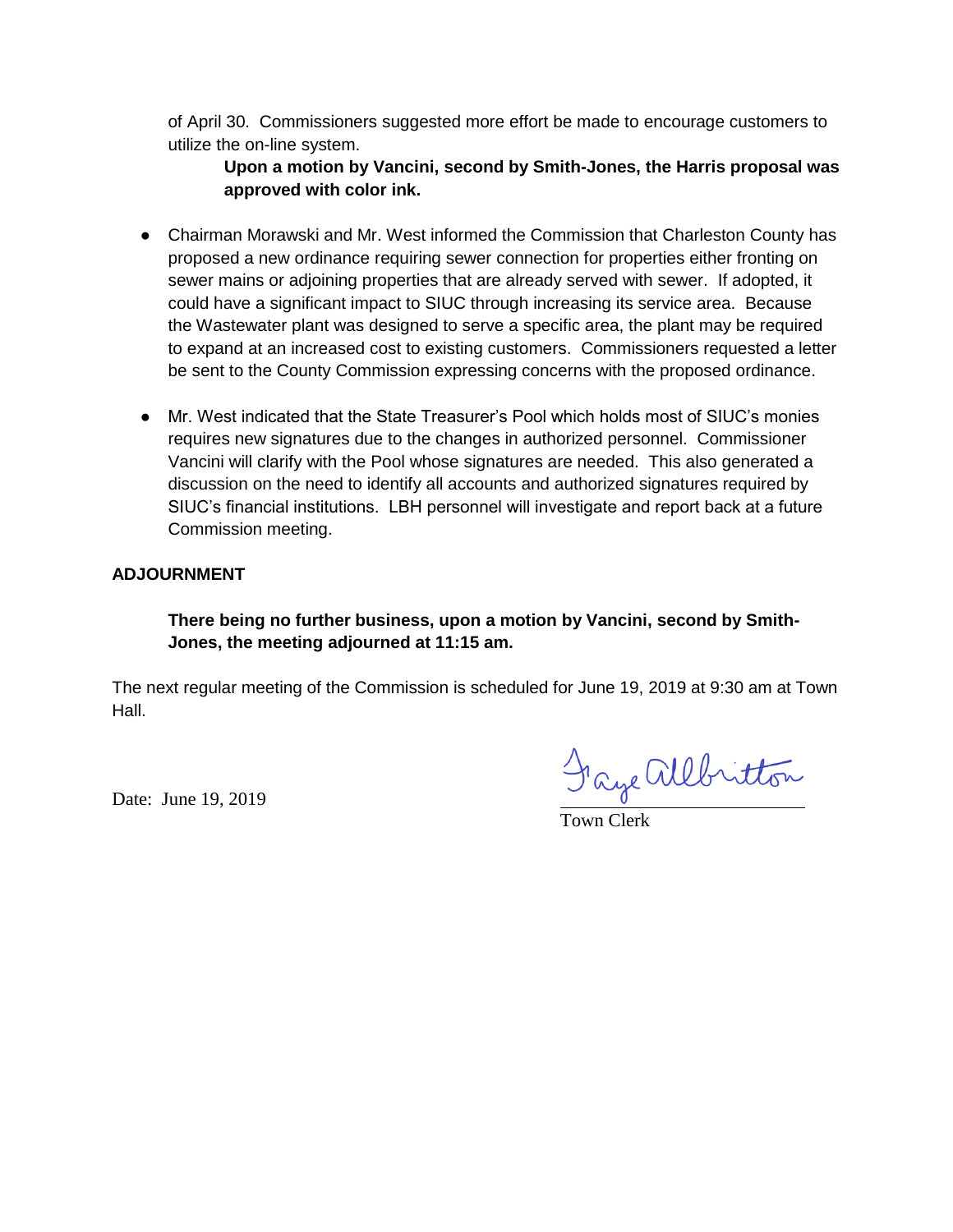of April 30. Commissioners suggested more effort be made to encourage customers to utilize the on-line system.

**Upon a motion by Vancini, second by Smith-Jones, the Harris proposal was approved with color ink.**

- Chairman Morawski and Mr. West informed the Commission that Charleston County has proposed a new ordinance requiring sewer connection for properties either fronting on sewer mains or adjoining properties that are already served with sewer. If adopted, it could have a significant impact to SIUC through increasing its service area. Because the Wastewater plant was designed to serve a specific area, the plant may be required to expand at an increased cost to existing customers. Commissioners requested a letter be sent to the County Commission expressing concerns with the proposed ordinance.

- Mr. West indicated that the State Treasurer's Pool which holds most of SIUC's monies requires new signatures due to the changes in authorized personnel. Commissioner Vancini will clarify with the Pool whose signatures are needed. This also generated a discussion on the need to identify all accounts and authorized signatures required by SIUC's financial institutions. LBH personnel will investigate and report back at a future Commission meeting.

**ADJOURNMENT**

**There being no further business, upon a motion by Vancini, second by Smith-Jones, the meeting adjourned at 11:15 am.**

The next regular meeting of the Commission is scheduled for June 19, 2019 at 9:30 am at Town Hall.

Date: June 19, 2019

Faye Allbritton

Town Clerk